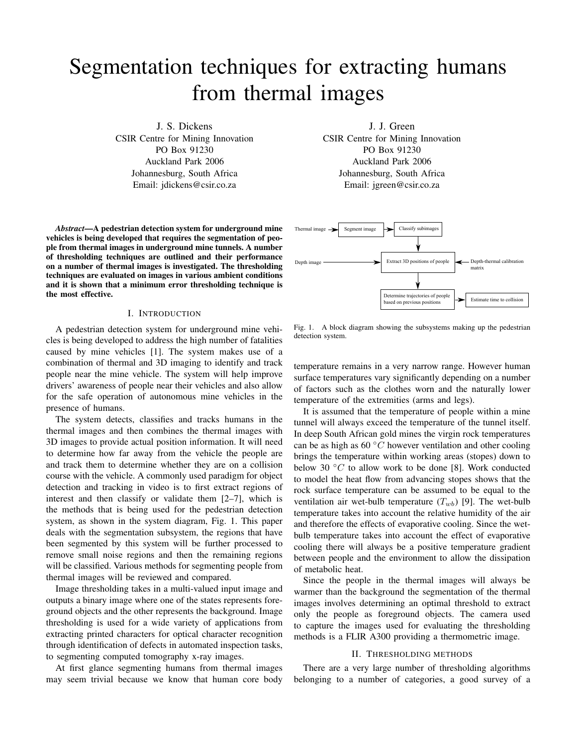# Segmentation techniques for extracting humans from thermal images

J. S. Dickens
CSIR Centre for Mining Innovation
PO Box 91230
Auckland Park 2006
Johannesburg, South Africa
Email: jdickens@csir.co.za

J. J. Green
CSIR Centre for Mining Innovation
PO Box 91230
Auckland Park 2006
Johannesburg, South Africa
Email: jgreen@csir.co.za

***Abstract*—A pedestrian detection system for underground mine vehicles is being developed that requires the segmentation of people from thermal images in underground mine tunnels. A number of thresholding techniques are outlined and their performance on a number of thermal images is investigated. The thresholding techniques are evaluated on images in various ambient conditions and it is shown that a minimum error thresholding technique is the most effective.**

## I. Introduction

A pedestrian detection system for underground mine vehicles is being developed to address the high number of fatalities caused by mine vehicles [1]. The system makes use of a combination of thermal and 3D imaging to identify and track people near the mine vehicle. The system will help improve drivers' awareness of people near their vehicles and also allow for the safe operation of autonomous mine vehicles in the presence of humans.

The system detects, classifies and tracks humans in the thermal images and then combines the thermal images with 3D images to provide actual position information. It will need to determine how far away from the vehicle the people are and track them to determine whether they are on a collision course with the vehicle. A commonly used paradigm for object detection and tracking in video is to first extract regions of interest and then classify or validate them [2–7], which is the methods that is being used for the pedestrian detection system, as shown in the system diagram, Fig. 1. This paper deals with the segmentation subsystem, the regions that have been segmented by this system will be further processed to remove small noise regions and then the remaining regions will be classified. Various methods for segmenting people from thermal images will be reviewed and compared.

Image thresholding takes in a multi-valued input image and outputs a binary image where one of the states represents foreground objects and the other represents the background. Image thresholding is used for a wide variety of applications from extracting printed characters for optical character recognition through identification of defects in automated inspection tasks, to segmenting computed tomography x-ray images.

At first glance segmenting humans from thermal images may seem trivial because we know that human core body temperature remains in a very narrow range. However human surface temperatures vary significantly depending on a number of factors such as the clothes worn and the naturally lower temperature of the extremities (arms and legs).

Thermal image
Segment image
Classify subimages
Depth image
Extract 3D positions of people
Depth-thermal calibration matrix
Determine trajectories of people based on previous positions
Estimate time to collision

Fig. 1. A block diagram showing the subsystems making up the pedestrian detection system.

It is assumed that the temperature of people within a mine tunnel will always exceed the temperature of the tunnel itself. In deep South African gold mines the virgin rock temperatures can be as high as 60 $^{\circ}C$ however ventilation and other cooling brings the temperature within working areas (stopes) down to below 30 $^{\circ}C$ to allow work to be done [8]. Work conducted to model the heat flow from advancing stopes shows that the rock surface temperature can be assumed to be equal to the ventilation air wet-bulb temperature ($T_{wb}$) [9]. The wet-bulb temperature takes into account the relative humidity of the air and therefore the effects of evaporative cooling. Since the wet-bulb temperature takes into account the effect of evaporative cooling there will always be a positive temperature gradient between people and the environment to allow the dissipation of metabolic heat.

Since the people in the thermal images will always be warmer than the background the segmentation of the thermal images involves determining an optimal threshold to extract only the people as foreground objects. The camera used to capture the images used for evaluating the thresholding methods is a FLIR A300 providing a thermometric image.

## II. Thresholding methods

There are a very large number of thresholding algorithms belonging to a number of categories, a good survey of a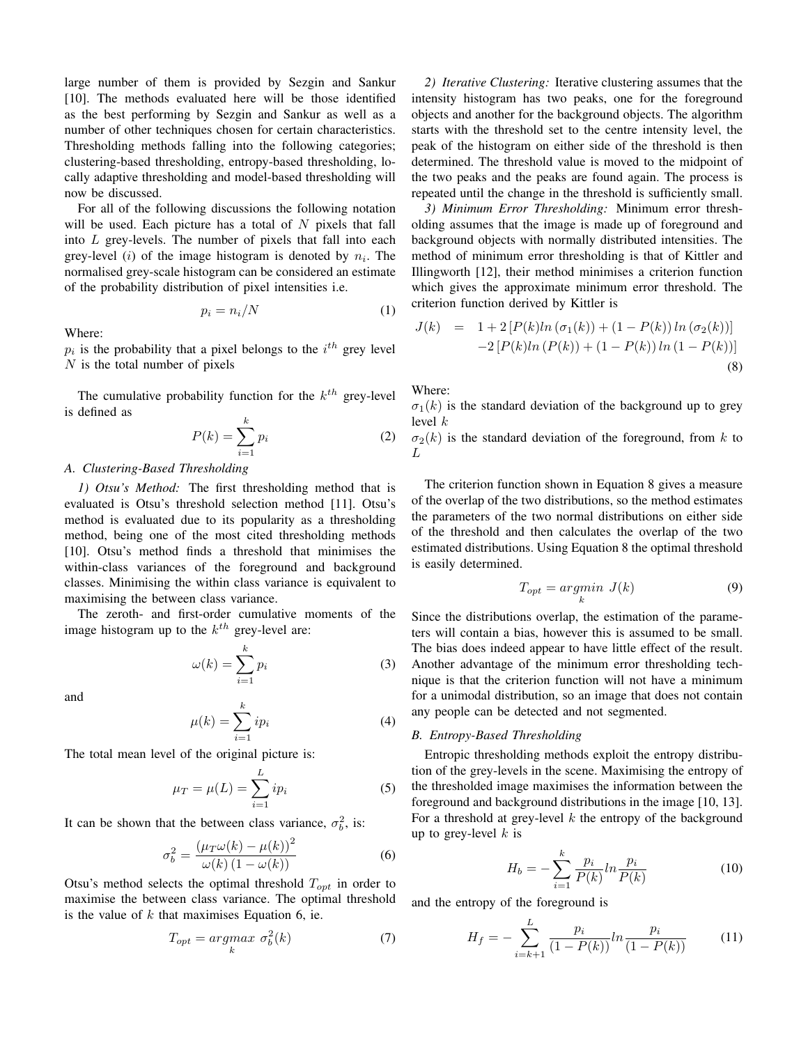large number of them is provided by Sezgin and Sankur [10]. The methods evaluated here will be those identified as the best performing by Sezgin and Sankur as well as a number of other techniques chosen for certain characteristics. Thresholding methods falling into the following categories; clustering-based thresholding, entropy-based thresholding, locally adaptive thresholding and model-based thresholding will now be discussed.

For all of the following discussions the following notation will be used. Each picture has a total of $N$ pixels that fall into $L$ grey-levels. The number of pixels that fall into each grey-level ($i$) of the image histogram is denoted by $n_i$. The normalised grey-scale histogram can be considered an estimate of the probability distribution of pixel intensities i.e.

$$p_i = n_i/N \tag{1}$$

Where:
$p_i$ is the probability that a pixel belongs to the $i^{th}$ grey level
$N$ is the total number of pixels

The cumulative probability function for the $k^{th}$ grey-level is defined as

$$P(k) = \sum_{i=1}^{k} p_i \tag{2}$$

### A. Clustering-Based Thresholding

*1) Otsu's Method:* The first thresholding method that is evaluated is Otsu's threshold selection method [11]. Otsu's method is evaluated due to its popularity as a thresholding method, being one of the most cited thresholding methods [10]. Otsu's method finds a threshold that minimises the within-class variances of the foreground and background classes. Minimising the within class variance is equivalent to maximising the between class variance.

The zeroth- and first-order cumulative moments of the image histogram up to the $k^{th}$ grey-level are:

$$\omega(k) = \sum_{i=1}^{k} p_i \tag{3}$$

and

$$\mu(k) = \sum_{i=1}^{k} i p_i \tag{4}$$

The total mean level of the original picture is:

$$\mu_T = \mu(L) = \sum_{i=1}^{L} i p_i \tag{5}$$

It can be shown that the between class variance, $\sigma_b^2$, is:

$$\sigma_b^2 = \frac{(\mu_T \omega(k) - \mu(k))^2}{\omega(k)(1 - \omega(k))} \tag{6}$$

Otsu's method selects the optimal threshold $T_{opt}$ in order to maximise the between class variance. The optimal threshold is the value of $k$ that maximises Equation 6, ie.

$$T_{opt} = \underset{k}{argmax}\ \sigma_b^2(k) \tag{7}$$

*2) Iterative Clustering:* Iterative clustering assumes that the intensity histogram has two peaks, one for the foreground objects and another for the background objects. The algorithm starts with the threshold set to the centre intensity level, the peak of the histogram on either side of the threshold is then determined. The threshold value is moved to the midpoint of the two peaks and the peaks are found again. The process is repeated until the change in the threshold is sufficiently small.

*3) Minimum Error Thresholding:* Minimum error thresholding assumes that the image is made up of foreground and background objects with normally distributed intensities. The method of minimum error thresholding is that of Kittler and Illingworth [12], their method minimises a criterion function which gives the approximate minimum error threshold. The criterion function derived by Kittler is

$$\begin{aligned} J(k) \quad = \quad & 1 + 2\left[P(k) ln\left(\sigma_1(k)\right) + (1 - P(k))\, ln\left(\sigma_2(k)\right)\right] \\ & -2\left[P(k) ln\left(P(k)\right) + (1 - P(k))\, ln\left(1 - P(k)\right)\right] \end{aligned} \tag{8}$$

Where:
$\sigma_1(k)$ is the standard deviation of the background up to grey level $k$
$\sigma_2(k)$ is the standard deviation of the foreground, from $k$ to $L$

The criterion function shown in Equation 8 gives a measure of the overlap of the two distributions, so the method estimates the parameters of the two normal distributions on either side of the threshold and then calculates the overlap of the two estimated distributions. Using Equation 8 the optimal threshold is easily determined.

$$T_{opt} = \underset{k}{argmin}\ J(k) \tag{9}$$

Since the distributions overlap, the estimation of the parameters will contain a bias, however this is assumed to be small. The bias does indeed appear to have little effect of the result. Another advantage of the minimum error thresholding technique is that the criterion function will not have a minimum for a unimodal distribution, so an image that does not contain any people can be detected and not segmented.

### B. Entropy-Based Thresholding

Entropic thresholding methods exploit the entropy distribution of the grey-levels in the scene. Maximising the entropy of the thresholded image maximises the information between the foreground and background distributions in the image [10, 13]. For a threshold at grey-level $k$ the entropy of the background up to grey-level $k$ is

$$H_b = -\sum_{i=1}^{k} \frac{p_i}{P(k)} ln \frac{p_i}{P(k)} \tag{10}$$

and the entropy of the foreground is

$$H_f = -\sum_{i=k+1}^{L} \frac{p_i}{(1 - P(k))} ln \frac{p_i}{(1 - P(k))} \tag{11}$$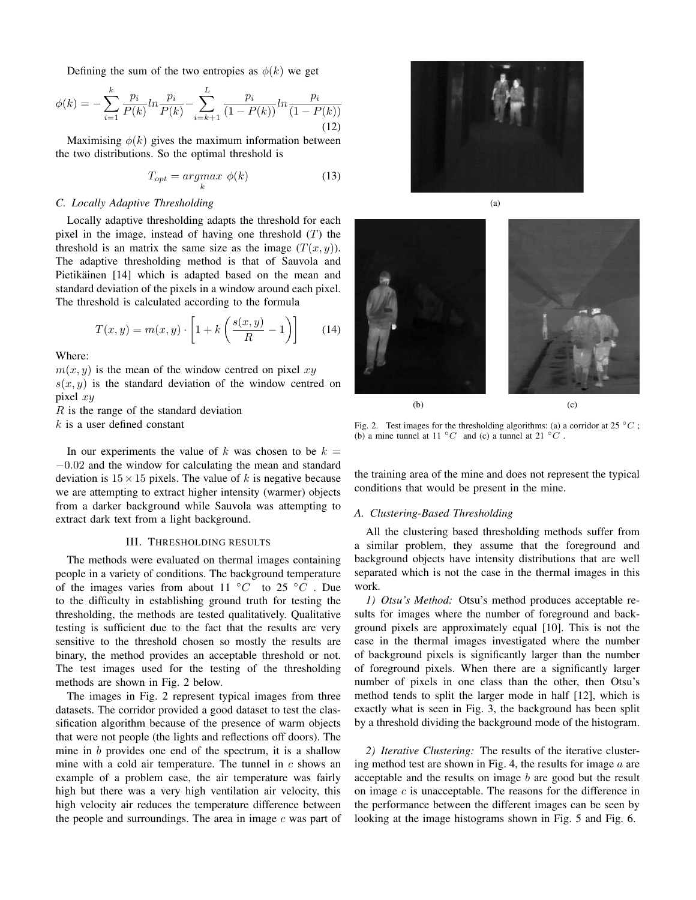Defining the sum of the two entropies as $\phi(k)$ we get

$$\phi(k) = -\sum_{i=1}^{k} \frac{p_i}{P(k)} ln \frac{p_i}{P(k)} - \sum_{i=k+1}^{L} \frac{p_i}{(1-P(k))} ln \frac{p_i}{(1-P(k))} \tag{12}$$

Maximising $\phi(k)$ gives the maximum information between the two distributions. So the optimal threshold is

$$T_{opt} = \underset{k}{argmax} \ \phi(k) \tag{13}$$

### C. Locally Adaptive Thresholding

Locally adaptive thresholding adapts the threshold for each pixel in the image, instead of having one threshold ($T$) the threshold is an matrix the same size as the image ($T(x, y)$). The adaptive thresholding method is that of Sauvola and Pietikäinen [14] which is adapted based on the mean and standard deviation of the pixels in a window around each pixel. The threshold is calculated according to the formula

$$T(x, y) = m(x, y) \cdot \left[1 + k\left(\frac{s(x, y)}{R} - 1\right)\right] \tag{14}$$

Where:
$m(x, y)$ is the mean of the window centred on pixel $xy$
$s(x, y)$ is the standard deviation of the window centred on pixel $xy$
$R$ is the range of the standard deviation
$k$ is a user defined constant

In our experiments the value of $k$ was chosen to be $k = -0.02$ and the window for calculating the mean and standard deviation is $15 \times 15$ pixels. The value of $k$ is negative because we are attempting to extract higher intensity (warmer) objects from a darker background while Sauvola was attempting to extract dark text from a light background.

## III. Thresholding Results

The methods were evaluated on thermal images containing people in a variety of conditions. The background temperature of the images varies from about 11 $^\circ C$ to 25 $^\circ C$. Due to the difficulty in establishing ground truth for testing the thresholding, the methods are tested qualitatively. Qualitative testing is sufficient due to the fact that the results are very sensitive to the threshold chosen so mostly the results are binary, the method provides an acceptable threshold or not. The test images used for the testing of the thresholding methods are shown in Fig. 2 below.

The images in Fig. 2 represent typical images from three datasets. The corridor provided a good dataset to test the classification algorithm because of the presence of warm objects that were not people (the lights and reflections off doors). The mine in $b$ provides one end of the spectrum, it is a shallow mine with a cold air temperature. The tunnel in $c$ shows an example of a problem case, the air temperature was fairly high but there was a very high ventilation air velocity, this high velocity air reduces the temperature difference between the people and surroundings. The area in image $c$ was part of the training area of the mine and does not represent the typical conditions that would be present in the mine.

(a)

(b) (c)

Fig. 2. Test images for the thresholding algorithms: (a) a corridor at 25 $^\circ C$; (b) a mine tunnel at 11 $^\circ C$ and (c) a tunnel at 21 $^\circ C$.

### A. Clustering-Based Thresholding

All the clustering based thresholding methods suffer from a similar problem, they assume that the foreground and background objects have intensity distributions that are well separated which is not the case in the thermal images in this work.

*1) Otsu's Method:* Otsu's method produces acceptable results for images where the number of foreground and background pixels are approximately equal [10]. This is not the case in the thermal images investigated where the number of background pixels is significantly larger than the number of foreground pixels. When there are a significantly larger number of pixels in one class than the other, then Otsu's method tends to split the larger mode in half [12], which is exactly what is seen in Fig. 3, the background has been split by a threshold dividing the background mode of the histogram.

*2) Iterative Clustering:* The results of the iterative clustering method test are shown in Fig. 4, the results for image $a$ are acceptable and the results on image $b$ are good but the result on image $c$ is unacceptable. The reasons for the difference in the performance between the different images can be seen by looking at the image histograms shown in Fig. 5 and Fig. 6.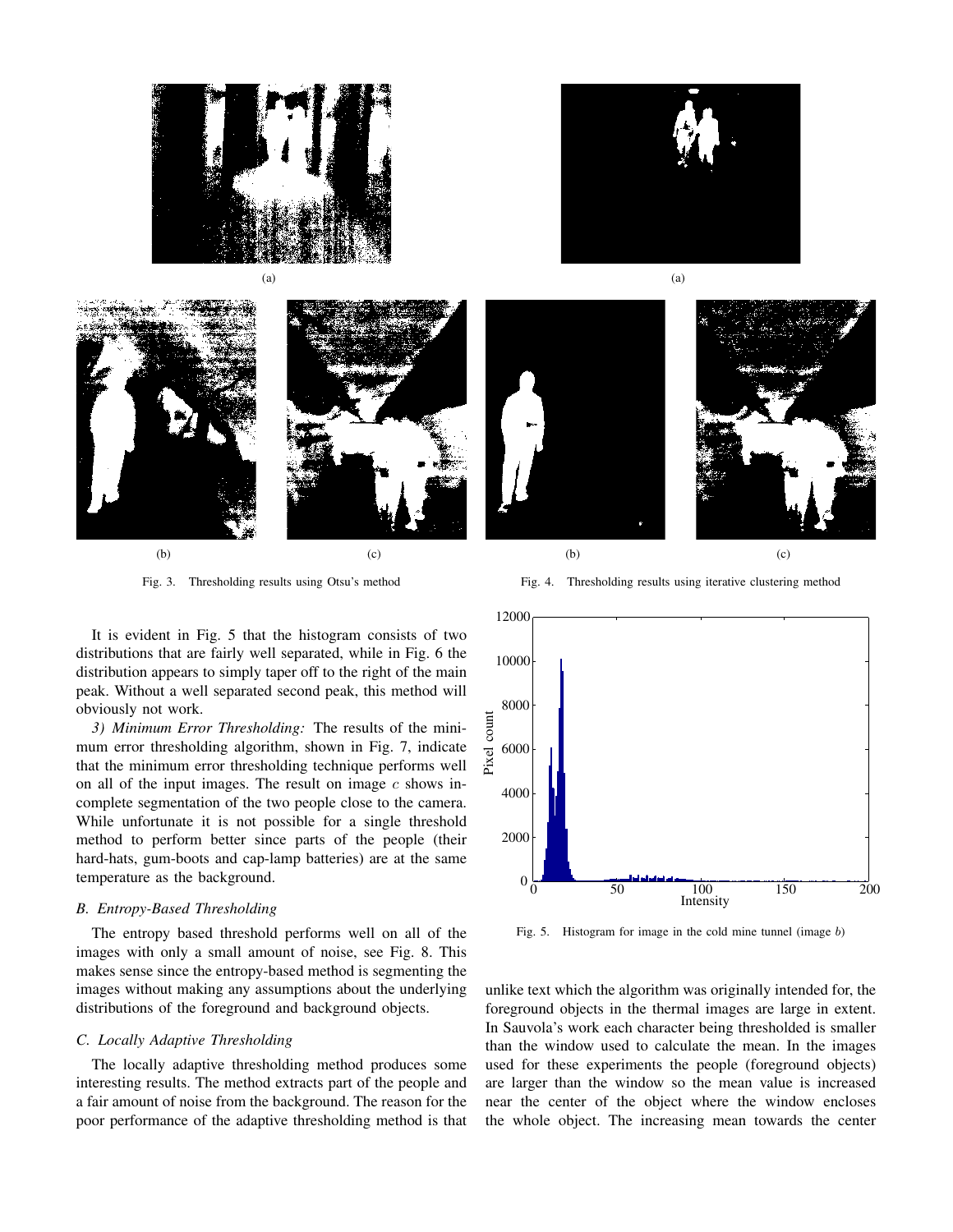(a)

(b) (c)

Fig. 3. Thresholding results using Otsu's method

(a)

(b) (c)

Fig. 4. Thresholding results using iterative clustering method

Fig. 5. Histogram for image in the cold mine tunnel (image $b$)

It is evident in Fig. 5 that the histogram consists of two distributions that are fairly well separated, while in Fig. 6 the distribution appears to simply taper off to the right of the main peak. Without a well separated second peak, this method will obviously not work.

*3) Minimum Error Thresholding:* The results of the minimum error thresholding algorithm, shown in Fig. 7, indicate that the minimum error thresholding technique performs well on all of the input images. The result on image $c$ shows incomplete segmentation of the two people close to the camera. While unfortunate it is not possible for a single threshold method to perform better since parts of the people (their hard-hats, gum-boots and cap-lamp batteries) are at the same temperature as the background.

### B. Entropy-Based Thresholding

The entropy based threshold performs well on all of the images with only a small amount of noise, see Fig. 8. This makes sense since the entropy-based method is segmenting the images without making any assumptions about the underlying distributions of the foreground and background objects.

### C. Locally Adaptive Thresholding

The locally adaptive thresholding method produces some interesting results. The method extracts part of the people and a fair amount of noise from the background. The reason for the poor performance of the adaptive thresholding method is that unlike text which the algorithm was originally intended for, the foreground objects in the thermal images are large in extent. In Sauvola's work each character being thresholded is smaller than the window used to calculate the mean. In the images used for these experiments the people (foreground objects) are larger than the window so the mean value is increased near the center of the object where the window encloses the whole object. The increasing mean towards the center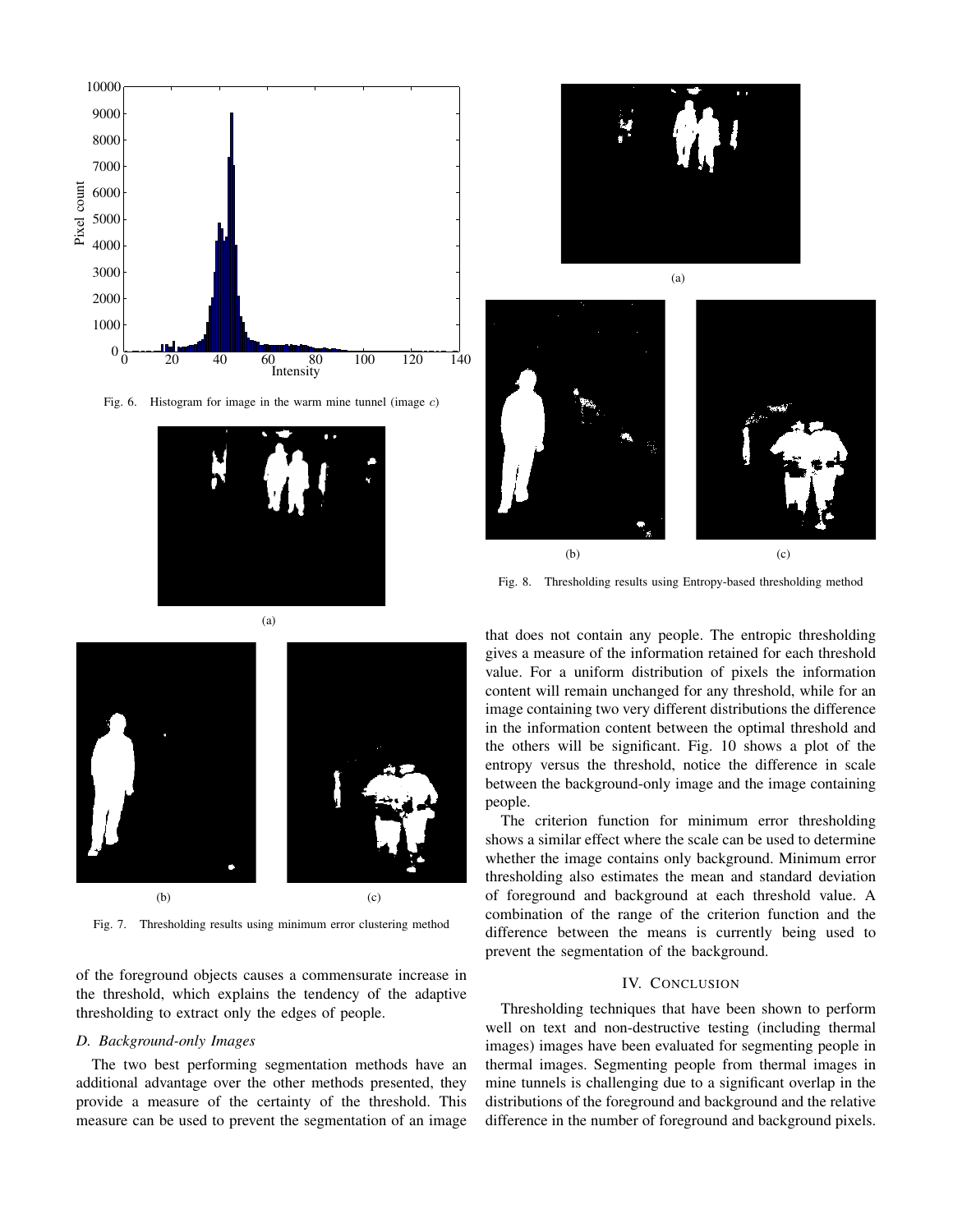10000
9000
8000
7000
6000
5000
4000
3000
2000
1000
0

Pixel count

0 20 40 60 80 100 120 140

Intensity

Fig. 6. Histogram for image in the warm mine tunnel (image *c*)

(a)

(b) (c)

Fig. 7. Thresholding results using minimum error clustering method

(a)

(b) (c)

Fig. 8. Thresholding results using Entropy-based thresholding method

of the foreground objects causes a commensurate increase in the threshold, which explains the tendency of the adaptive thresholding to extract only the edges of people.

### *D. Background-only Images*

The two best performing segmentation methods have an additional advantage over the other methods presented, they provide a measure of the certainty of the threshold. This measure can be used to prevent the segmentation of an image that does not contain any people. The entropic thresholding gives a measure of the information retained for each threshold value. For a uniform distribution of pixels the information content will remain unchanged for any threshold, while for an image containing two very different distributions the difference in the information content between the optimal threshold and the others will be significant. Fig. 10 shows a plot of the entropy versus the threshold, notice the difference in scale between the background-only image and the image containing people.

The criterion function for minimum error thresholding shows a similar effect where the scale can be used to determine whether the image contains only background. Minimum error thresholding also estimates the mean and standard deviation of foreground and background at each threshold value. A combination of the range of the criterion function and the difference between the means is currently being used to prevent the segmentation of the background.

## IV. Conclusion

Thresholding techniques that have been shown to perform well on text and non-destructive testing (including thermal images) images have been evaluated for segmenting people in thermal images. Segmenting people from thermal images in mine tunnels is challenging due to a significant overlap in the distributions of the foreground and background and the relative difference in the number of foreground and background pixels.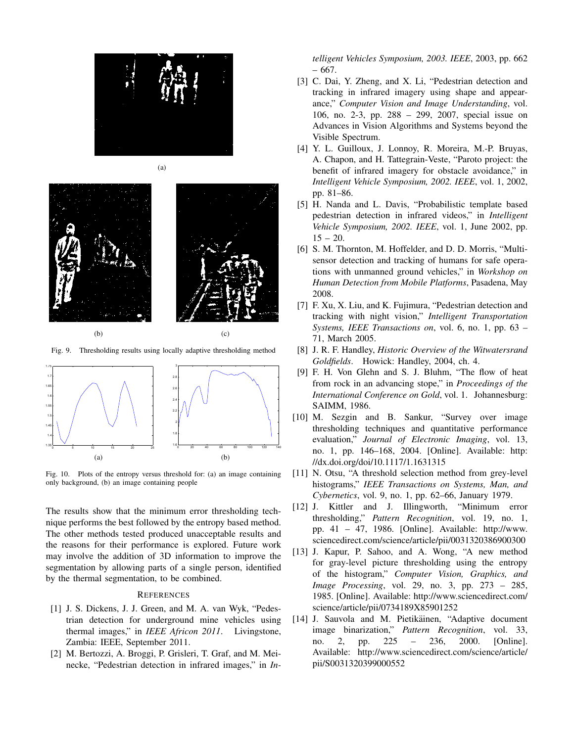(a)

(b)

(c)

Fig. 9. Thresholding results using locally adaptive thresholding method

1.75
1.7
1.65
1.6
1.55
1.5
1.45
1.4
1.35
0 5 10 15 20 25

(a)

3
2.8
2.6
2.4
2.2
2
1.8
1.6
0 20 40 60 80 100 120 140

(b)

Fig. 10. Plots of the entropy versus threshold for: (a) an image containing only background, (b) an image containing people

The results show that the minimum error thresholding technique performs the best followed by the entropy based method. The other methods tested produced unacceptable results and the reasons for their performance is explored. Future work may involve the addition of 3D information to improve the segmentation by allowing parts of a single person, identified by the thermal segmentation, to be combined.

## REFERENCES

[1] J. S. Dickens, J. J. Green, and M. A. van Wyk, "Pedestrian detection for underground mine vehicles using thermal images," in *IEEE Africon 2011*. Livingstone, Zambia: IEEE, September 2011.

[2] M. Bertozzi, A. Broggi, P. Grisleri, T. Graf, and M. Meinecke, "Pedestrian detection in infrared images," in *Intelligent Vehicles Symposium, 2003. IEEE*, 2003, pp. 662 – 667.

[3] C. Dai, Y. Zheng, and X. Li, "Pedestrian detection and tracking in infrared imagery using shape and appearance," *Computer Vision and Image Understanding*, vol. 106, no. 2-3, pp. 288 – 299, 2007, special issue on Advances in Vision Algorithms and Systems beyond the Visible Spectrum.

[4] Y. L. Guilloux, J. Lonnoy, R. Moreira, M.-P. Bruyas, A. Chapon, and H. Tattegrain-Veste, "Paroto project: the benefit of infrared imagery for obstacle avoidance," in *Intelligent Vehicle Symposium, 2002. IEEE*, vol. 1, 2002, pp. 81–86.

[5] H. Nanda and L. Davis, "Probabilistic template based pedestrian detection in infrared videos," in *Intelligent Vehicle Symposium, 2002. IEEE*, vol. 1, June 2002, pp. 15 – 20.

[6] S. M. Thornton, M. Hoffelder, and D. D. Morris, "Multi-sensor detection and tracking of humans for safe operations with unmanned ground vehicles," in *Workshop on Human Detection from Mobile Platforms*, Pasadena, May 2008.

[7] F. Xu, X. Liu, and K. Fujimura, "Pedestrian detection and tracking with night vision," *Intelligent Transportation Systems, IEEE Transactions on*, vol. 6, no. 1, pp. 63 – 71, March 2005.

[8] J. R. F. Handley, *Historic Overview of the Witwatersrand Goldfields*. Howick: Handley, 2004, ch. 4.

[9] F. H. Von Glehn and S. J. Bluhm, "The flow of heat from rock in an advancing stope," in *Proceedings of the International Conference on Gold*, vol. 1. Johannesburg: SAIMM, 1986.

[10] M. Sezgin and B. Sankur, "Survey over image thresholding techniques and quantitative performance evaluation," *Journal of Electronic Imaging*, vol. 13, no. 1, pp. 146–168, 2004. [Online]. Available: http://dx.doi.org/doi/10.1117/1.1631315

[11] N. Otsu, "A threshold selection method from grey-level histograms," *IEEE Transactions on Systems, Man, and Cybernetics*, vol. 9, no. 1, pp. 62–66, January 1979.

[12] J. Kittler and J. Illingworth, "Minimum error thresholding," *Pattern Recognition*, vol. 19, no. 1, pp. 41 – 47, 1986. [Online]. Available: http://www.sciencedirect.com/science/article/pii/0031320386900300

[13] J. Kapur, P. Sahoo, and A. Wong, "A new method for gray-level picture thresholding using the entropy of the histogram," *Computer Vision, Graphics, and Image Processing*, vol. 29, no. 3, pp. 273 – 285, 1985. [Online]. Available: http://www.sciencedirect.com/science/article/pii/0734189X85901252

[14] J. Sauvola and M. Pietikäinen, "Adaptive document image binarization," *Pattern Recognition*, vol. 33, no. 2, pp. 225 – 236, 2000. [Online]. Available: http://www.sciencedirect.com/science/article/pii/S0031320399000552